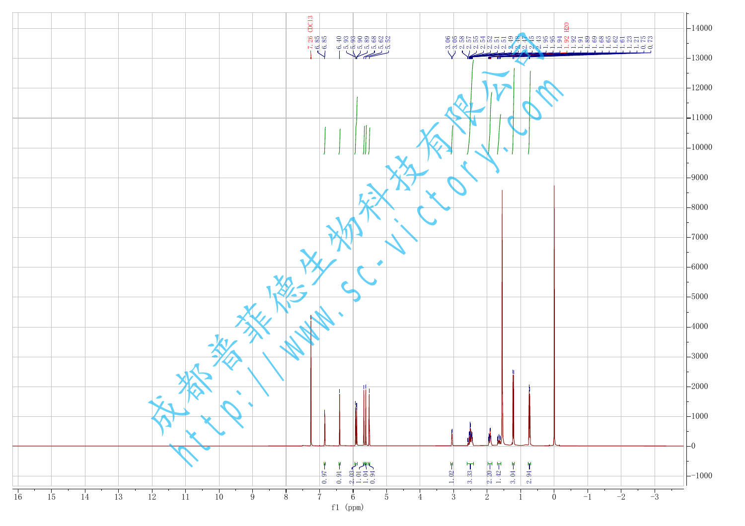7.26 CDCl3

6.85
6.85
6.40
5.93
5.93
5.90
5.89
5.68
5.62
5.52

3.06
3.05
2.58
2.57
2.55
2.54
2.52
2.51
2.51
2.49
2.48
2.47
2.45
2.43
1.95
1.95
1.94
1.92 H2O
1.92
1.91
1.89
1.69
1.68
1.65
1.62
1.61
1.23
1.21
0.75
0.73

成都普菲德生物科技有限公司
http://www.sc-victory.com

0.97
0.91
2.03
1.01
1.04
0.94
1.02
3.33
2.20
1.42
3.04
2.94

f1 (ppm)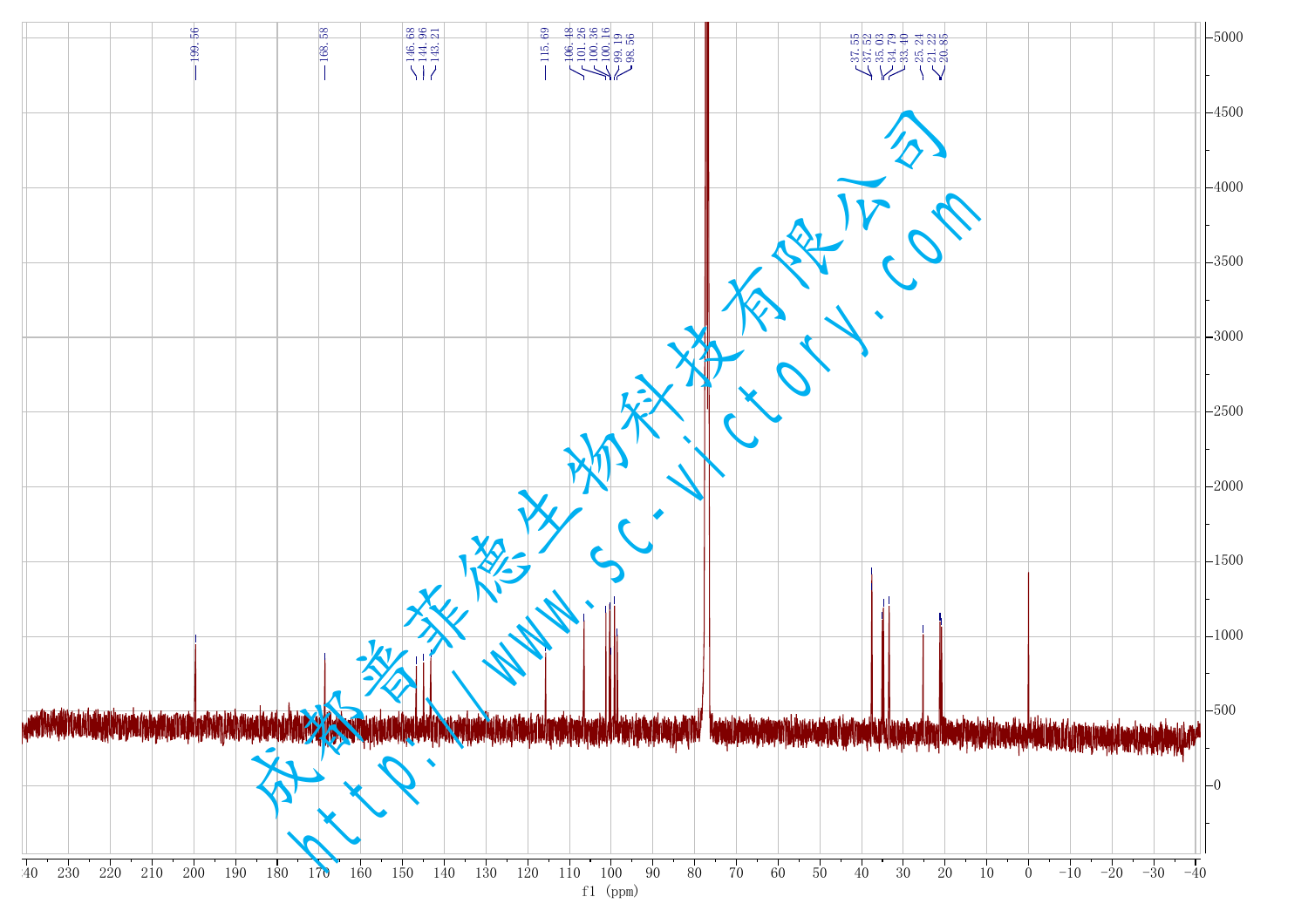199.56
168.58
146.68
144.96
143.21
115.69
106.48
101.26
100.36
100.16
99.19
98.56
37.55
37.52
35.03
34.79
33.40
25.24
21.22
20.85

成都普菲德生物科技有限公司
http://www.sc-victory.com

f1 (ppm)